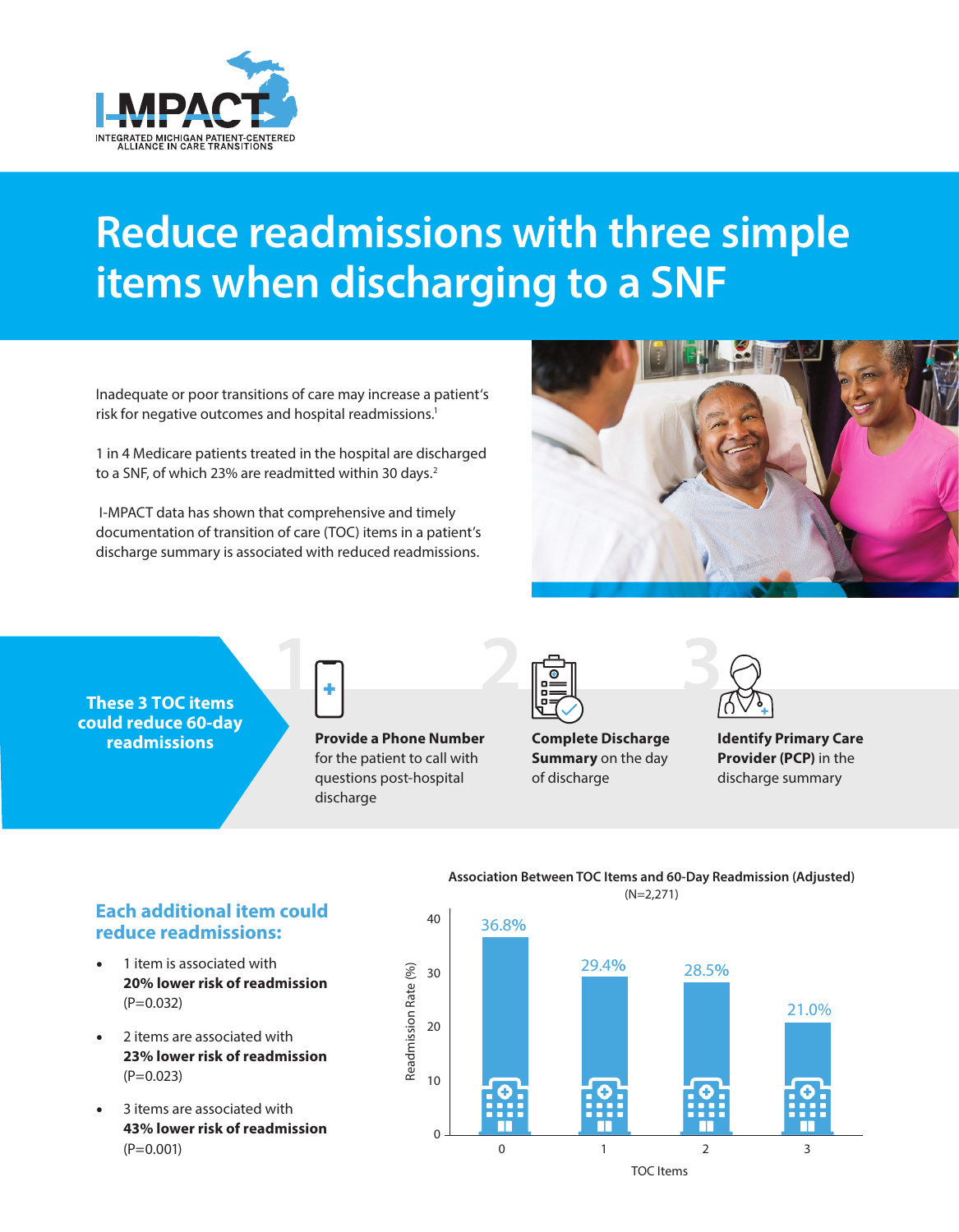I-MPACT

INTEGRATED MICHIGAN PATIENT-CENTERED ALLIANCE IN CARE TRANSITIONS

# Reduce readmissions with three simple items when discharging to a SNF

Inadequate or poor transitions of care may increase a patient's risk for negative outcomes and hospital readmissions.[1]

1 in 4 Medicare patients treated in the hospital are discharged to a SNF, of which 23% are readmitted within 30 days.[2]

I-MPACT data has shown that comprehensive and timely documentation of transition of care (TOC) items in a patient's discharge summary is associated with reduced readmissions.

**These 3 TOC items could reduce 60-day readmissions**

1. **Provide a Phone Number** for the patient to call with questions post-hospital discharge
2. **Complete Discharge Summary** on the day of discharge
3. **Identify Primary Care Provider (PCP)** in the discharge summary

## Each additional item could reduce readmissions:

- 1 item is associated with **20% lower risk of readmission** (P=0.032)
- 2 items are associated with **23% lower risk of readmission** (P=0.023)
- 3 items are associated with **43% lower risk of readmission** (P=0.001)

**Association Between TOC Items and 60-Day Readmission (Adjusted)**
(N=2,271)

Readmission Rate (%)

0
10
20
30
40

36.8%
29.4%
28.5%
21.0%

0
1
2
3

TOC Items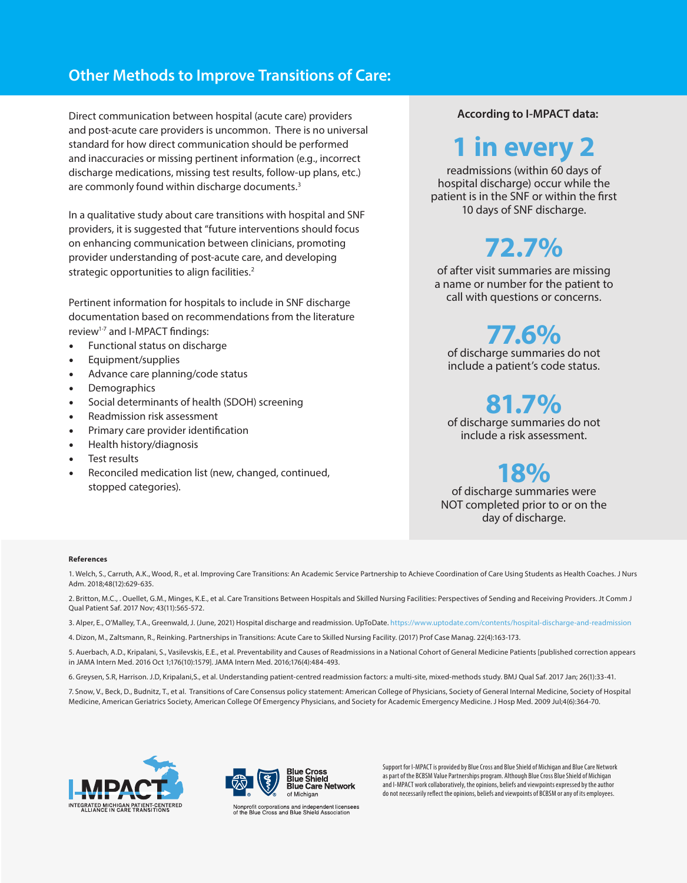## Other Methods to Improve Transitions of Care:

Direct communication between hospital (acute care) providers and post-acute care providers is uncommon. There is no universal standard for how direct communication should be performed and inaccuracies or missing pertinent information (e.g., incorrect discharge medications, missing test results, follow-up plans, etc.) are commonly found within discharge documents.[3]

In a qualitative study about care transitions with hospital and SNF providers, it is suggested that "future interventions should focus on enhancing communication between clinicians, promoting provider understanding of post-acute care, and developing strategic opportunities to align facilities.[2]

Pertinent information for hospitals to include in SNF discharge documentation based on recommendations from the literature review[1-7] and I-MPACT findings:

- Functional status on discharge
- Equipment/supplies
- Advance care planning/code status
- Demographics
- Social determinants of health (SDOH) screening
- Readmission risk assessment
- Primary care provider identification
- Health history/diagnosis
- Test results
- Reconciled medication list (new, changed, continued, stopped categories).

**According to I-MPACT data:**

**1 in every 2**

readmissions (within 60 days of hospital discharge) occur while the patient is in the SNF or within the first 10 days of SNF discharge.

**72.7%**

of after visit summaries are missing a name or number for the patient to call with questions or concerns.

**77.6%**

of discharge summaries do not include a patient's code status.

**81.7%**

of discharge summaries do not include a risk assessment.

**18%**

of discharge summaries were NOT completed prior to or on the day of discharge.

**References**

1. Welch, S., Carruth, A.K., Wood, R., et al. Improving Care Transitions: An Academic Service Partnership to Achieve Coordination of Care Using Students as Health Coaches. J Nurs Adm. 2018;48(12):629-635.

2. Britton, M.C., . Ouellet, G.M., Minges, K.E., et al. Care Transitions Between Hospitals and Skilled Nursing Facilities: Perspectives of Sending and Receiving Providers. Jt Comm J Qual Patient Saf. 2017 Nov; 43(11):565-572.

3. Alper, E., O'Malley, T.A., Greenwald, J. (June, 2021) Hospital discharge and readmission. UpToDate. https://www.uptodate.com/contents/hospital-discharge-and-readmission

4. Dizon, M., Zaltsmann, R., Reinking. Partnerships in Transitions: Acute Care to Skilled Nursing Facility. (2017) Prof Case Manag. 22(4):163-173.

5. Auerbach, A.D., Kripalani, S., Vasilevskis, E.E., et al. Preventability and Causes of Readmissions in a National Cohort of General Medicine Patients [published correction appears in JAMA Intern Med. 2016 Oct 1;176(10):1579]. JAMA Intern Med. 2016;176(4):484-493.

6. Greysen, S.R, Harrison. J.D, Kripalani,S., et al. Understanding patient-centred readmission factors: a multi-site, mixed-methods study. BMJ Qual Saf. 2017 Jan; 26(1):33-41.

7. Snow, V., Beck, D., Budnitz, T., et al. Transitions of Care Consensus policy statement: American College of Physicians, Society of General Internal Medicine, Society of Hospital Medicine, American Geriatrics Society, American College Of Emergency Physicians, and Society for Academic Emergency Medicine. J Hosp Med. 2009 Jul;4(6):364-70.

I-MPACT
INTEGRATED MICHIGAN PATIENT-CENTERED ALLIANCE IN CARE TRANSITIONS

Blue Cross Blue Shield Blue Care Network of Michigan

Nonprofit corporations and independent licensees of the Blue Cross and Blue Shield Association

Support for I-MPACT is provided by Blue Cross and Blue Shield of Michigan and Blue Care Network as part of the BCBSM Value Partnerships program. Although Blue Cross Blue Shield of Michigan and I-MPACT work collaboratively, the opinions, beliefs and viewpoints expressed by the author do not necessarily reflect the opinions, beliefs and viewpoints of BCBSM or any of its employees.